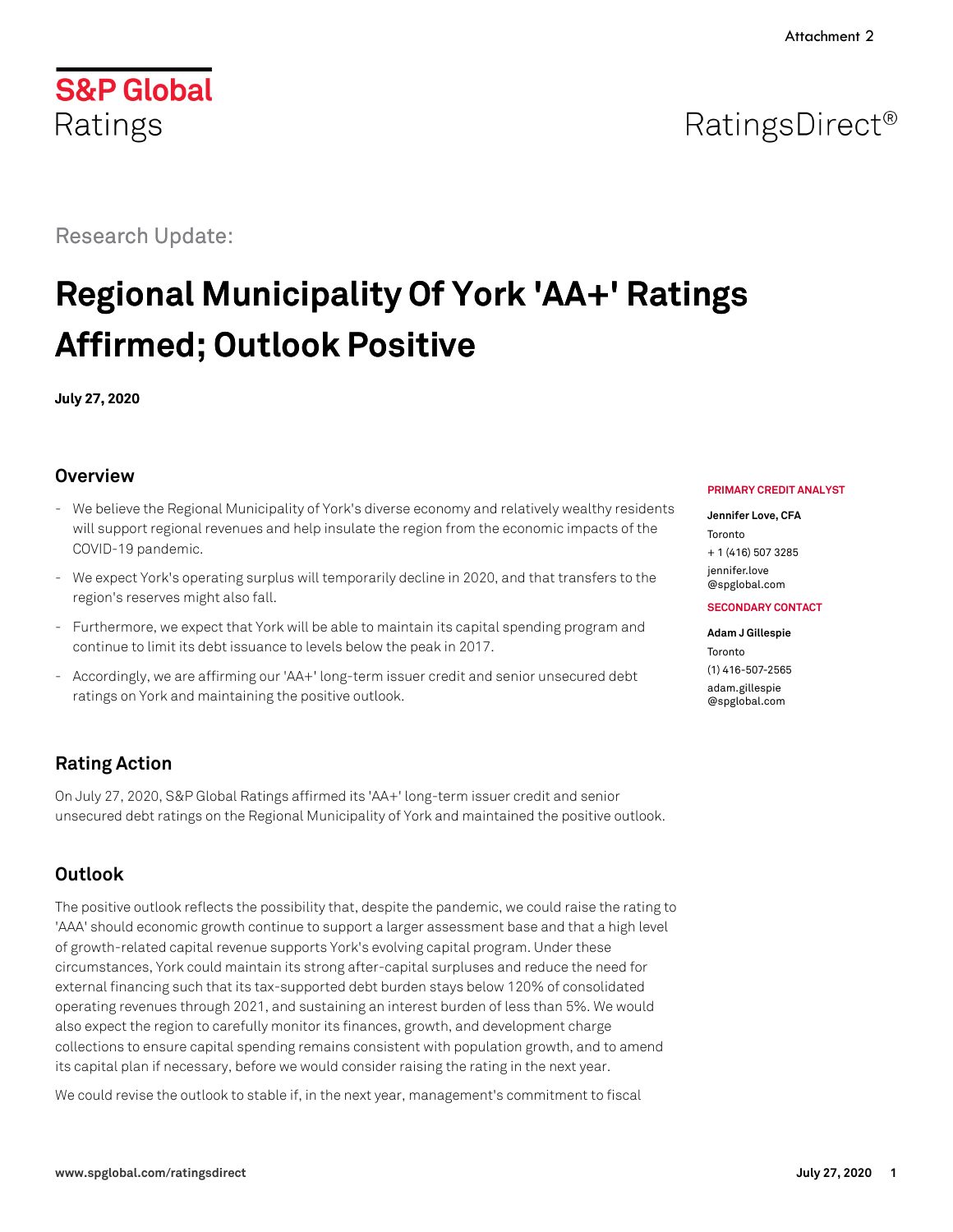Attachment 2

# S&P Global Ratings

RatingsDirect®

Research Update:

# Regional Municipality Of York 'AA+' Ratings Affirmed; Outlook Positive

**July 27, 2020**

**PRIMARY CREDIT ANALYST**

**Jennifer Love, CFA**
Toronto
+ 1 (416) 507 3285
jennifer.love
@spglobal.com

**SECONDARY CONTACT**

**Adam J Gillespie**
Toronto
(1) 416-507-2565
adam.gillespie
@spglobal.com

## Overview

- We believe the Regional Municipality of York's diverse economy and relatively wealthy residents will support regional revenues and help insulate the region from the economic impacts of the COVID-19 pandemic.
- We expect York's operating surplus will temporarily decline in 2020, and that transfers to the region's reserves might also fall.
- Furthermore, we expect that York will be able to maintain its capital spending program and continue to limit its debt issuance to levels below the peak in 2017.
- Accordingly, we are affirming our 'AA+' long-term issuer credit and senior unsecured debt ratings on York and maintaining the positive outlook.

## Rating Action

On July 27, 2020, S&P Global Ratings affirmed its 'AA+' long-term issuer credit and senior unsecured debt ratings on the Regional Municipality of York and maintained the positive outlook.

## Outlook

The positive outlook reflects the possibility that, despite the pandemic, we could raise the rating to 'AAA' should economic growth continue to support a larger assessment base and that a high level of growth-related capital revenue supports York's evolving capital program. Under these circumstances, York could maintain its strong after-capital surpluses and reduce the need for external financing such that its tax-supported debt burden stays below 120% of consolidated operating revenues through 2021, and sustaining an interest burden of less than 5%. We would also expect the region to carefully monitor its finances, growth, and development charge collections to ensure capital spending remains consistent with population growth, and to amend its capital plan if necessary, before we would consider raising the rating in the next year.

We could revise the outlook to stable if, in the next year, management's commitment to fiscal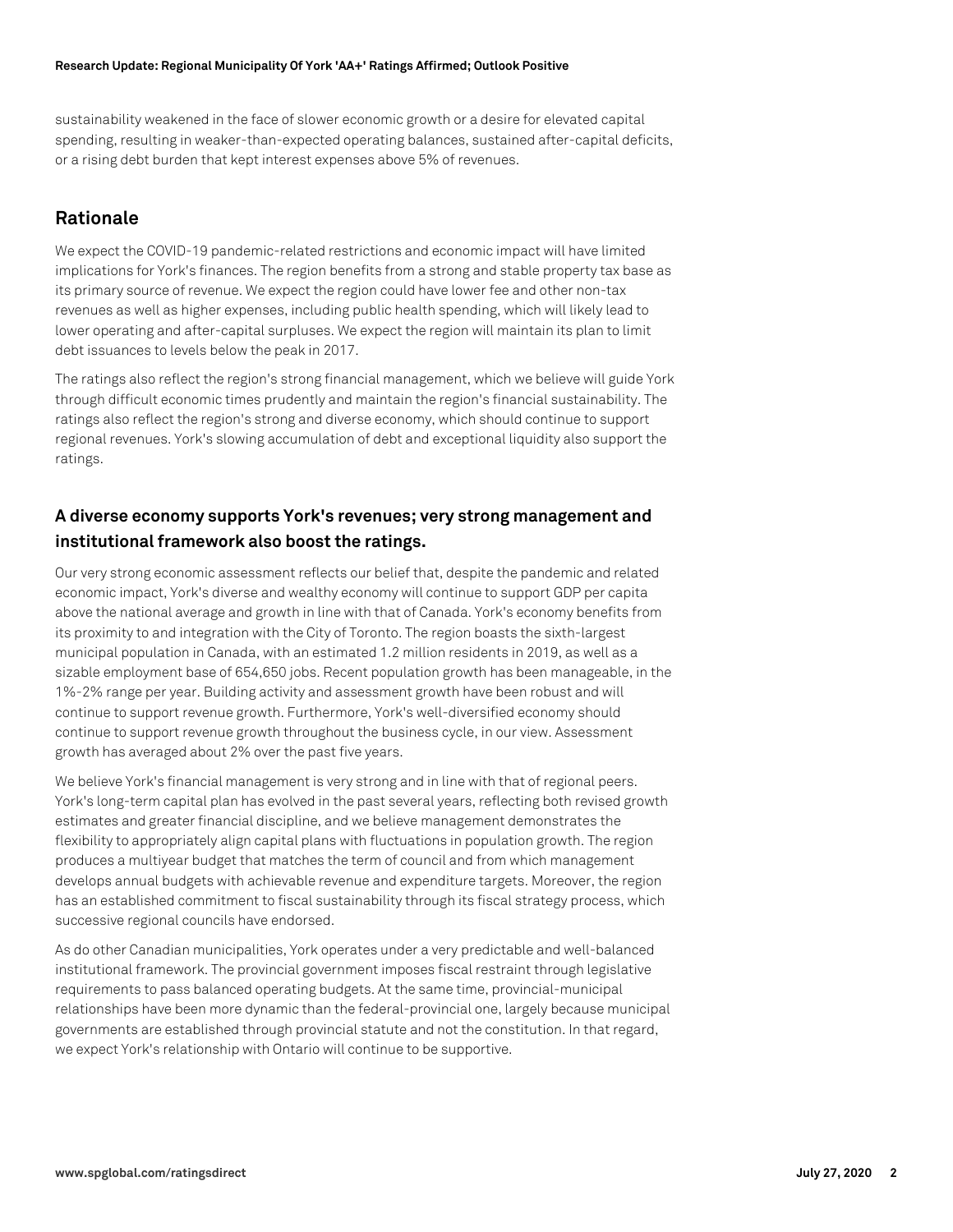sustainability weakened in the face of slower economic growth or a desire for elevated capital spending, resulting in weaker-than-expected operating balances, sustained after-capital deficits, or a rising debt burden that kept interest expenses above 5% of revenues.

## Rationale

We expect the COVID-19 pandemic-related restrictions and economic impact will have limited implications for York's finances. The region benefits from a strong and stable property tax base as its primary source of revenue. We expect the region could have lower fee and other non-tax revenues as well as higher expenses, including public health spending, which will likely lead to lower operating and after-capital surpluses. We expect the region will maintain its plan to limit debt issuances to levels below the peak in 2017.

The ratings also reflect the region's strong financial management, which we believe will guide York through difficult economic times prudently and maintain the region's financial sustainability. The ratings also reflect the region's strong and diverse economy, which should continue to support regional revenues. York's slowing accumulation of debt and exceptional liquidity also support the ratings.

### A diverse economy supports York's revenues; very strong management and institutional framework also boost the ratings.

Our very strong economic assessment reflects our belief that, despite the pandemic and related economic impact, York's diverse and wealthy economy will continue to support GDP per capita above the national average and growth in line with that of Canada. York's economy benefits from its proximity to and integration with the City of Toronto. The region boasts the sixth-largest municipal population in Canada, with an estimated 1.2 million residents in 2019, as well as a sizable employment base of 654,650 jobs. Recent population growth has been manageable, in the 1%-2% range per year. Building activity and assessment growth have been robust and will continue to support revenue growth. Furthermore, York's well-diversified economy should continue to support revenue growth throughout the business cycle, in our view. Assessment growth has averaged about 2% over the past five years.

We believe York's financial management is very strong and in line with that of regional peers. York's long-term capital plan has evolved in the past several years, reflecting both revised growth estimates and greater financial discipline, and we believe management demonstrates the flexibility to appropriately align capital plans with fluctuations in population growth. The region produces a multiyear budget that matches the term of council and from which management develops annual budgets with achievable revenue and expenditure targets. Moreover, the region has an established commitment to fiscal sustainability through its fiscal strategy process, which successive regional councils have endorsed.

As do other Canadian municipalities, York operates under a very predictable and well-balanced institutional framework. The provincial government imposes fiscal restraint through legislative requirements to pass balanced operating budgets. At the same time, provincial-municipal relationships have been more dynamic than the federal-provincial one, largely because municipal governments are established through provincial statute and not the constitution. In that regard, we expect York's relationship with Ontario will continue to be supportive.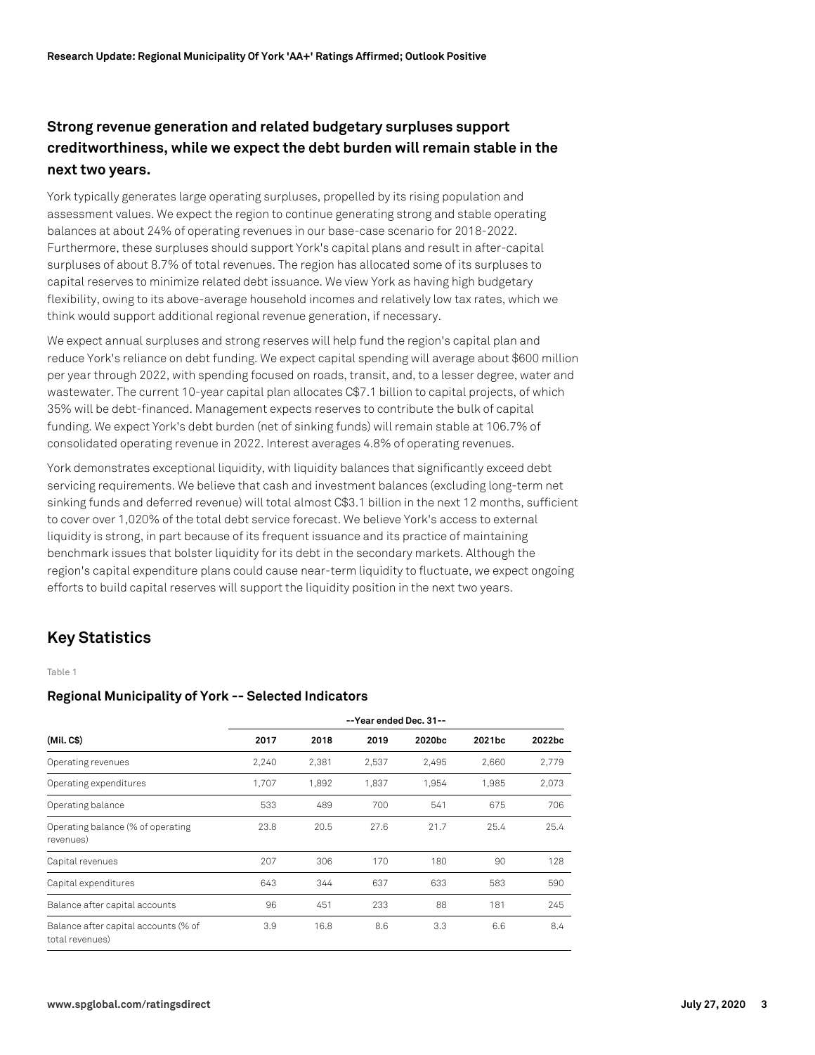## Strong revenue generation and related budgetary surpluses support creditworthiness, while we expect the debt burden will remain stable in the next two years.

York typically generates large operating surpluses, propelled by its rising population and assessment values. We expect the region to continue generating strong and stable operating balances at about 24% of operating revenues in our base-case scenario for 2018-2022. Furthermore, these surpluses should support York's capital plans and result in after-capital surpluses of about 8.7% of total revenues. The region has allocated some of its surpluses to capital reserves to minimize related debt issuance. We view York as having high budgetary flexibility, owing to its above-average household incomes and relatively low tax rates, which we think would support additional regional revenue generation, if necessary.

We expect annual surpluses and strong reserves will help fund the region's capital plan and reduce York's reliance on debt funding. We expect capital spending will average about $600 million per year through 2022, with spending focused on roads, transit, and, to a lesser degree, water and wastewater. The current 10-year capital plan allocates C$7.1 billion to capital projects, of which 35% will be debt-financed. Management expects reserves to contribute the bulk of capital funding. We expect York's debt burden (net of sinking funds) will remain stable at 106.7% of consolidated operating revenue in 2022. Interest averages 4.8% of operating revenues.

York demonstrates exceptional liquidity, with liquidity balances that significantly exceed debt servicing requirements. We believe that cash and investment balances (excluding long-term net sinking funds and deferred revenue) will total almost C$3.1 billion in the next 12 months, sufficient to cover over 1,020% of the total debt service forecast. We believe York's access to external liquidity is strong, in part because of its frequent issuance and its practice of maintaining benchmark issues that bolster liquidity for its debt in the secondary markets. Although the region's capital expenditure plans could cause near-term liquidity to fluctuate, we expect ongoing efforts to build capital reserves will support the liquidity position in the next two years.

## Key Statistics

Table 1

### Regional Municipality of York -- Selected Indicators

| | --Year ended Dec. 31-- | | | | | |
|---|---|---|---|---|---|---|
| (Mil. C$) | 2017 | 2018 | 2019 | 2020bc | 2021bc | 2022bc |
| Operating revenues | 2,240 | 2,381 | 2,537 | 2,495 | 2,660 | 2,779 |
| Operating expenditures | 1,707 | 1,892 | 1,837 | 1,954 | 1,985 | 2,073 |
| Operating balance | 533 | 489 | 700 | 541 | 675 | 706 |
| Operating balance (% of operating revenues) | 23.8 | 20.5 | 27.6 | 21.7 | 25.4 | 25.4 |
| Capital revenues | 207 | 306 | 170 | 180 | 90 | 128 |
| Capital expenditures | 643 | 344 | 637 | 633 | 583 | 590 |
| Balance after capital accounts | 96 | 451 | 233 | 88 | 181 | 245 |
| Balance after capital accounts (% of total revenues) | 3.9 | 16.8 | 8.6 | 3.3 | 6.6 | 8.4 |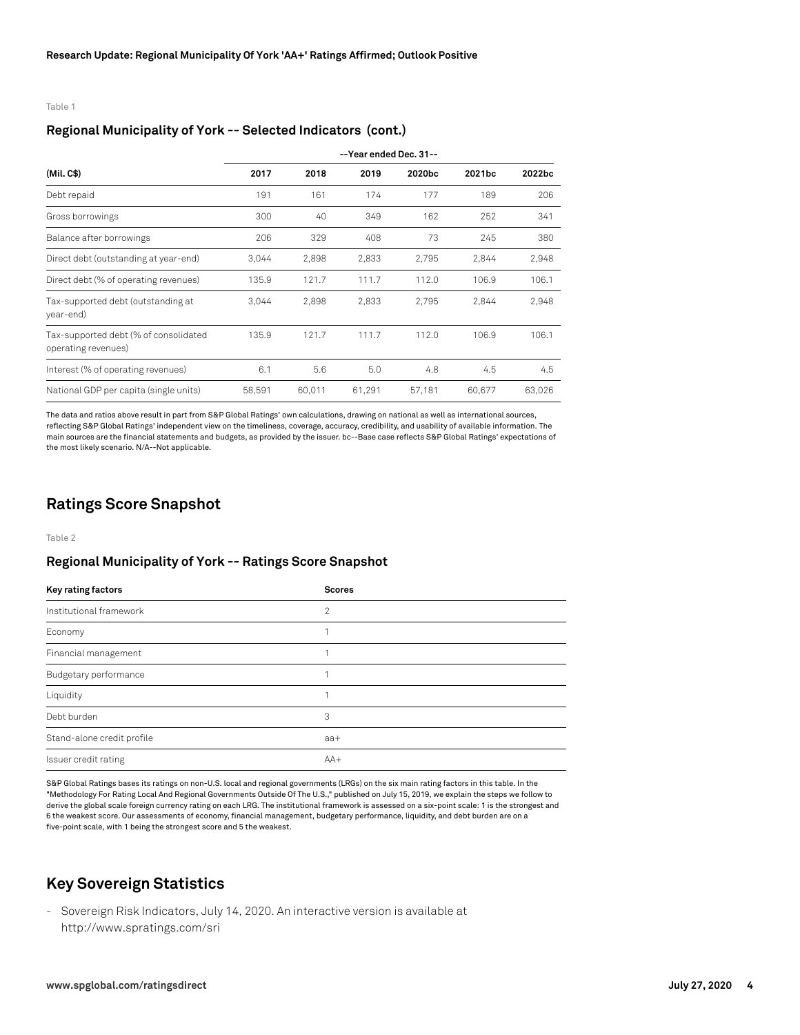Table 1

### Regional Municipality of York -- Selected Indicators (cont.)

| | --Year ended Dec. 31-- | | | | | |
|---|---|---|---|---|---|---|
| (Mil. C$) | 2017 | 2018 | 2019 | 2020bc | 2021bc | 2022bc |
| Debt repaid | 191 | 161 | 174 | 177 | 189 | 206 |
| Gross borrowings | 300 | 40 | 349 | 162 | 252 | 341 |
| Balance after borrowings | 206 | 329 | 408 | 73 | 245 | 380 |
| Direct debt (outstanding at year-end) | 3,044 | 2,898 | 2,833 | 2,795 | 2,844 | 2,948 |
| Direct debt (% of operating revenues) | 135.9 | 121.7 | 111.7 | 112.0 | 106.9 | 106.1 |
| Tax-supported debt (outstanding at year-end) | 3,044 | 2,898 | 2,833 | 2,795 | 2,844 | 2,948 |
| Tax-supported debt (% of consolidated operating revenues) | 135.9 | 121.7 | 111.7 | 112.0 | 106.9 | 106.1 |
| Interest (% of operating revenues) | 6.1 | 5.6 | 5.0 | 4.8 | 4.5 | 4.5 |
| National GDP per capita (single units) | 58,591 | 60,011 | 61,291 | 57,181 | 60,677 | 63,026 |

The data and ratios above result in part from S&P Global Ratings' own calculations, drawing on national as well as international sources, reflecting S&P Global Ratings' independent view on the timeliness, coverage, accuracy, credibility, and usability of available information. The main sources are the financial statements and budgets, as provided by the issuer. bc--Base case reflects S&P Global Ratings' expectations of the most likely scenario. N/A--Not applicable.

## Ratings Score Snapshot

Table 2

### Regional Municipality of York -- Ratings Score Snapshot

| Key rating factors | Scores |
|---|---|
| Institutional framework | 2 |
| Economy | 1 |
| Financial management | 1 |
| Budgetary performance | 1 |
| Liquidity | 1 |
| Debt burden | 3 |
| Stand-alone credit profile | aa+ |
| Issuer credit rating | AA+ |

S&P Global Ratings bases its ratings on non-U.S. local and regional governments (LRGs) on the six main rating factors in this table. In the "Methodology For Rating Local And Regional Governments Outside Of The U.S.," published on July 15, 2019, we explain the steps we follow to derive the global scale foreign currency rating on each LRG. The institutional framework is assessed on a six-point scale: 1 is the strongest and 6 the weakest score. Our assessments of economy, financial management, budgetary performance, liquidity, and debt burden are on a five-point scale, with 1 being the strongest score and 5 the weakest.

## Key Sovereign Statistics

- Sovereign Risk Indicators, July 14, 2020. An interactive version is available at http://www.spratings.com/sri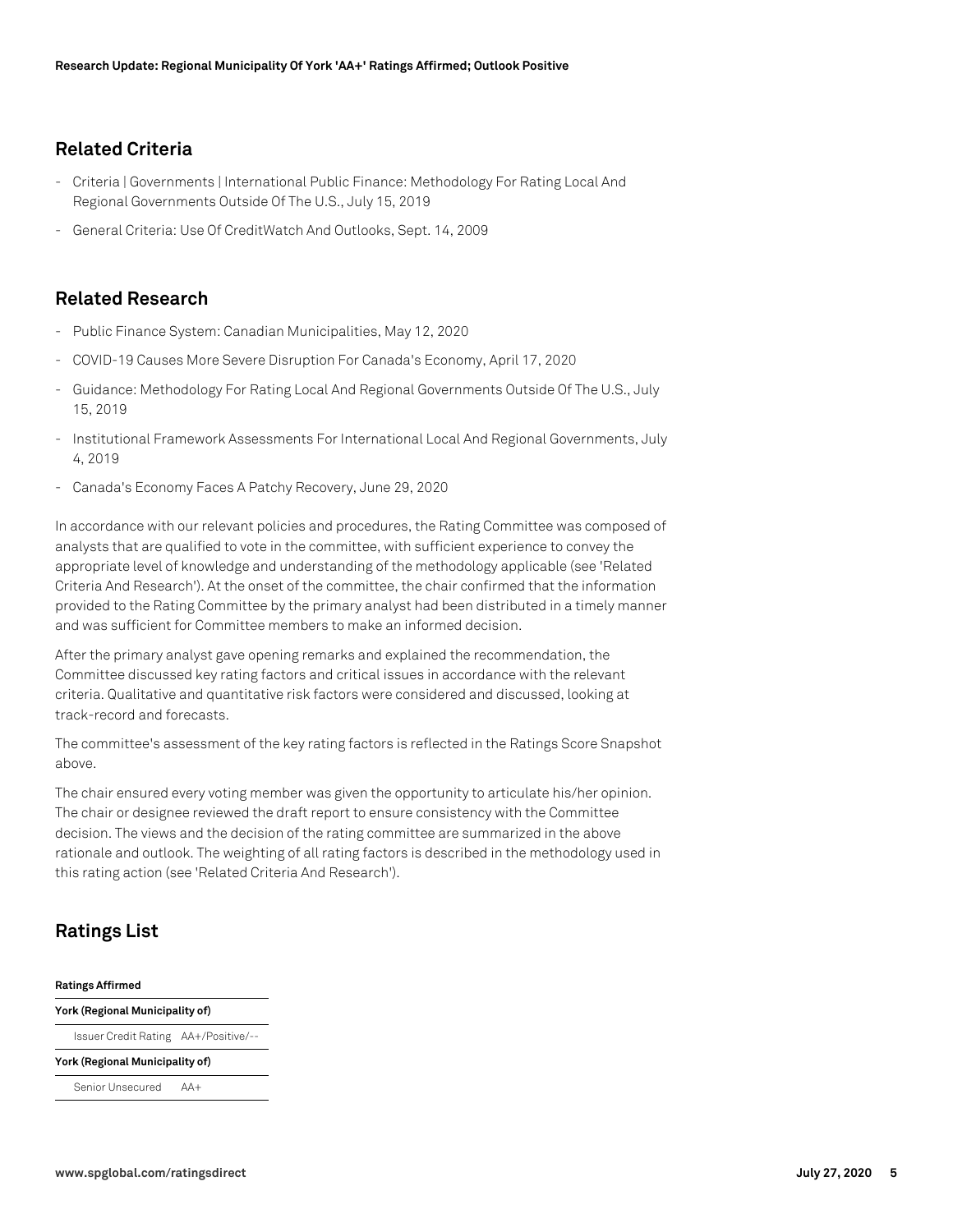## Related Criteria

- Criteria | Governments | International Public Finance: Methodology For Rating Local And Regional Governments Outside Of The U.S., July 15, 2019
- General Criteria: Use Of CreditWatch And Outlooks, Sept. 14, 2009

## Related Research

- Public Finance System: Canadian Municipalities, May 12, 2020
- COVID-19 Causes More Severe Disruption For Canada's Economy, April 17, 2020
- Guidance: Methodology For Rating Local And Regional Governments Outside Of The U.S., July 15, 2019
- Institutional Framework Assessments For International Local And Regional Governments, July 4, 2019
- Canada's Economy Faces A Patchy Recovery, June 29, 2020

In accordance with our relevant policies and procedures, the Rating Committee was composed of analysts that are qualified to vote in the committee, with sufficient experience to convey the appropriate level of knowledge and understanding of the methodology applicable (see 'Related Criteria And Research'). At the onset of the committee, the chair confirmed that the information provided to the Rating Committee by the primary analyst had been distributed in a timely manner and was sufficient for Committee members to make an informed decision.

After the primary analyst gave opening remarks and explained the recommendation, the Committee discussed key rating factors and critical issues in accordance with the relevant criteria. Qualitative and quantitative risk factors were considered and discussed, looking at track-record and forecasts.

The committee's assessment of the key rating factors is reflected in the Ratings Score Snapshot above.

The chair ensured every voting member was given the opportunity to articulate his/her opinion. The chair or designee reviewed the draft report to ensure consistency with the Committee decision. The views and the decision of the rating committee are summarized in the above rationale and outlook. The weighting of all rating factors is described in the methodology used in this rating action (see 'Related Criteria And Research').

## Ratings List

| **Ratings Affirmed** | |
|---|---|
| **York (Regional Municipality of)** | |
| Issuer Credit Rating | AA+/Positive/-- |
| **York (Regional Municipality of)** | |
| Senior Unsecured | AA+ |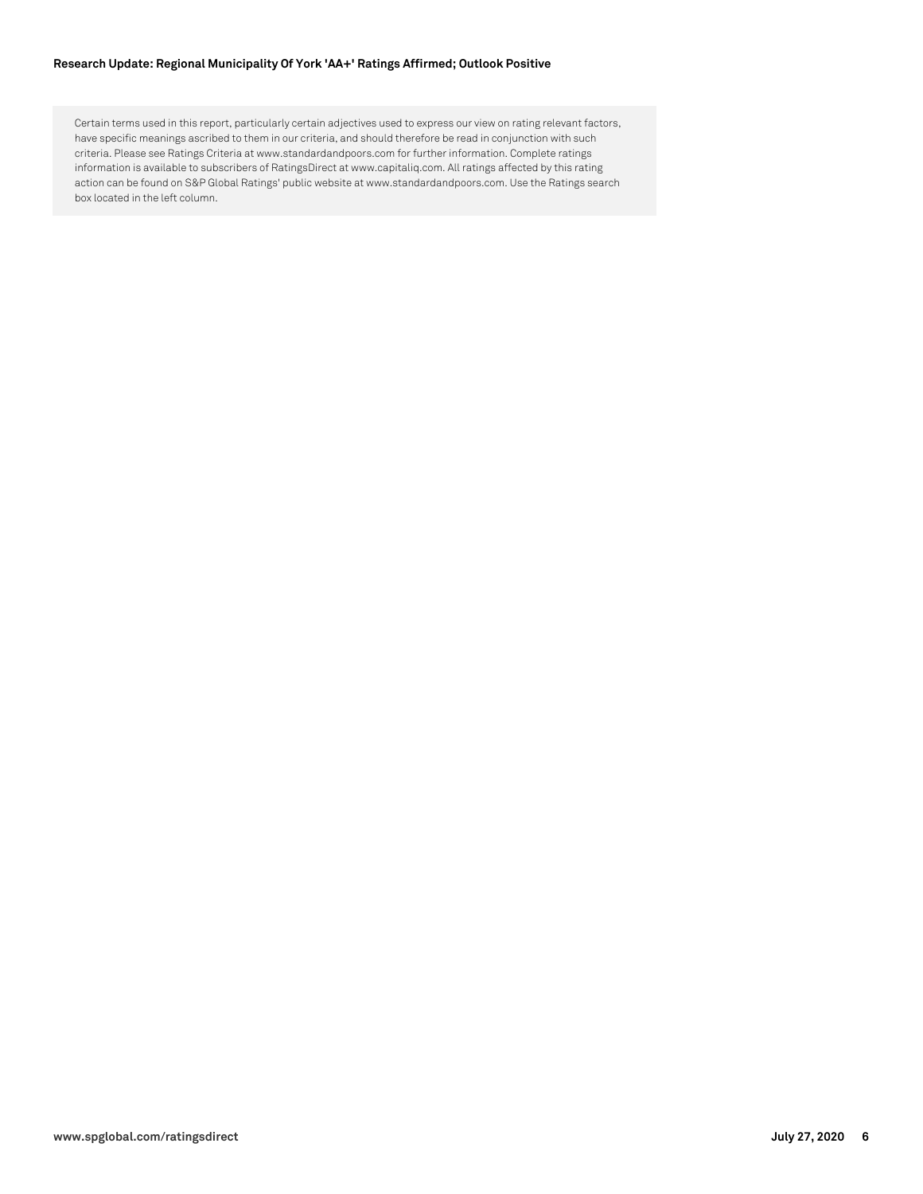Certain terms used in this report, particularly certain adjectives used to express our view on rating relevant factors, have specific meanings ascribed to them in our criteria, and should therefore be read in conjunction with such criteria. Please see Ratings Criteria at www.standardandpoors.com for further information. Complete ratings information is available to subscribers of RatingsDirect at www.capitaliq.com. All ratings affected by this rating action can be found on S&P Global Ratings' public website at www.standardandpoors.com. Use the Ratings search box located in the left column.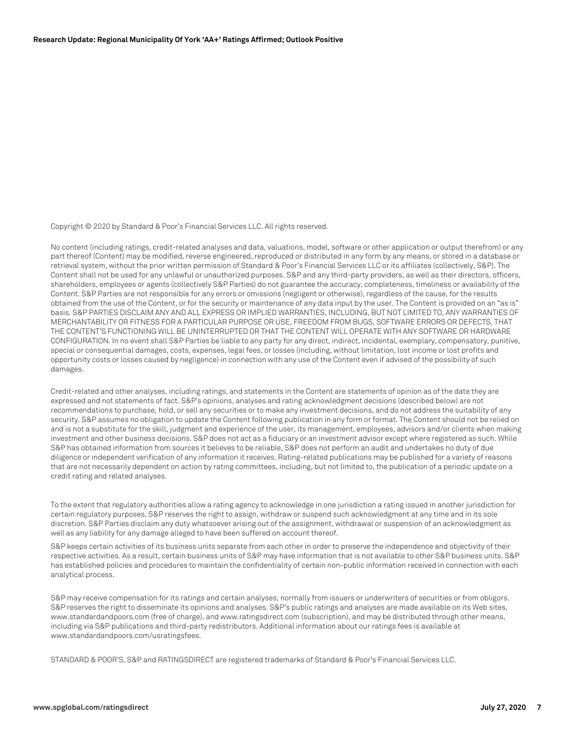Copyright © 2020 by Standard & Poor's Financial Services LLC. All rights reserved.

No content (including ratings, credit-related analyses and data, valuations, model, software or other application or output therefrom) or any part thereof (Content) may be modified, reverse engineered, reproduced or distributed in any form by any means, or stored in a database or retrieval system, without the prior written permission of Standard & Poor's Financial Services LLC or its affiliates (collectively, S&P). The Content shall not be used for any unlawful or unauthorized purposes. S&P and any third-party providers, as well as their directors, officers, shareholders, employees or agents (collectively S&P Parties) do not guarantee the accuracy, completeness, timeliness or availability of the Content. S&P Parties are not responsible for any errors or omissions (negligent or otherwise), regardless of the cause, for the results obtained from the use of the Content, or for the security or maintenance of any data input by the user. The Content is provided on an "as is" basis. S&P PARTIES DISCLAIM ANY AND ALL EXPRESS OR IMPLIED WARRANTIES, INCLUDING, BUT NOT LIMITED TO, ANY WARRANTIES OF MERCHANTABILITY OR FITNESS FOR A PARTICULAR PURPOSE OR USE, FREEDOM FROM BUGS, SOFTWARE ERRORS OR DEFECTS, THAT THE CONTENT'S FUNCTIONING WILL BE UNINTERRUPTED OR THAT THE CONTENT WILL OPERATE WITH ANY SOFTWARE OR HARDWARE CONFIGURATION. In no event shall S&P Parties be liable to any party for any direct, indirect, incidental, exemplary, compensatory, punitive, special or consequential damages, costs, expenses, legal fees, or losses (including, without limitation, lost income or lost profits and opportunity costs or losses caused by negligence) in connection with any use of the Content even if advised of the possibility of such damages.

Credit-related and other analyses, including ratings, and statements in the Content are statements of opinion as of the date they are expressed and not statements of fact. S&P's opinions, analyses and rating acknowledgment decisions (described below) are not recommendations to purchase, hold, or sell any securities or to make any investment decisions, and do not address the suitability of any security. S&P assumes no obligation to update the Content following publication in any form or format. The Content should not be relied on and is not a substitute for the skill, judgment and experience of the user, its management, employees, advisors and/or clients when making investment and other business decisions. S&P does not act as a fiduciary or an investment advisor except where registered as such. While S&P has obtained information from sources it believes to be reliable, S&P does not perform an audit and undertakes no duty of due diligence or independent verification of any information it receives. Rating-related publications may be published for a variety of reasons that are not necessarily dependent on action by rating committees, including, but not limited to, the publication of a periodic update on a credit rating and related analyses.

To the extent that regulatory authorities allow a rating agency to acknowledge in one jurisdiction a rating issued in another jurisdiction for certain regulatory purposes, S&P reserves the right to assign, withdraw or suspend such acknowledgment at any time and in its sole discretion. S&P Parties disclaim any duty whatsoever arising out of the assignment, withdrawal or suspension of an acknowledgment as well as any liability for any damage alleged to have been suffered on account thereof.

S&P keeps certain activities of its business units separate from each other in order to preserve the independence and objectivity of their respective activities. As a result, certain business units of S&P may have information that is not available to other S&P business units. S&P has established policies and procedures to maintain the confidentiality of certain non-public information received in connection with each analytical process.

S&P may receive compensation for its ratings and certain analyses, normally from issuers or underwriters of securities or from obligors. S&P reserves the right to disseminate its opinions and analyses. S&P's public ratings and analyses are made available on its Web sites, www.standardandpoors.com (free of charge), and www.ratingsdirect.com (subscription), and may be distributed through other means, including via S&P publications and third-party redistributors. Additional information about our ratings fees is available at www.standardandpoors.com/usratingsfees.

STANDARD & POOR'S, S&P and RATINGSDIRECT are registered trademarks of Standard & Poor's Financial Services LLC.